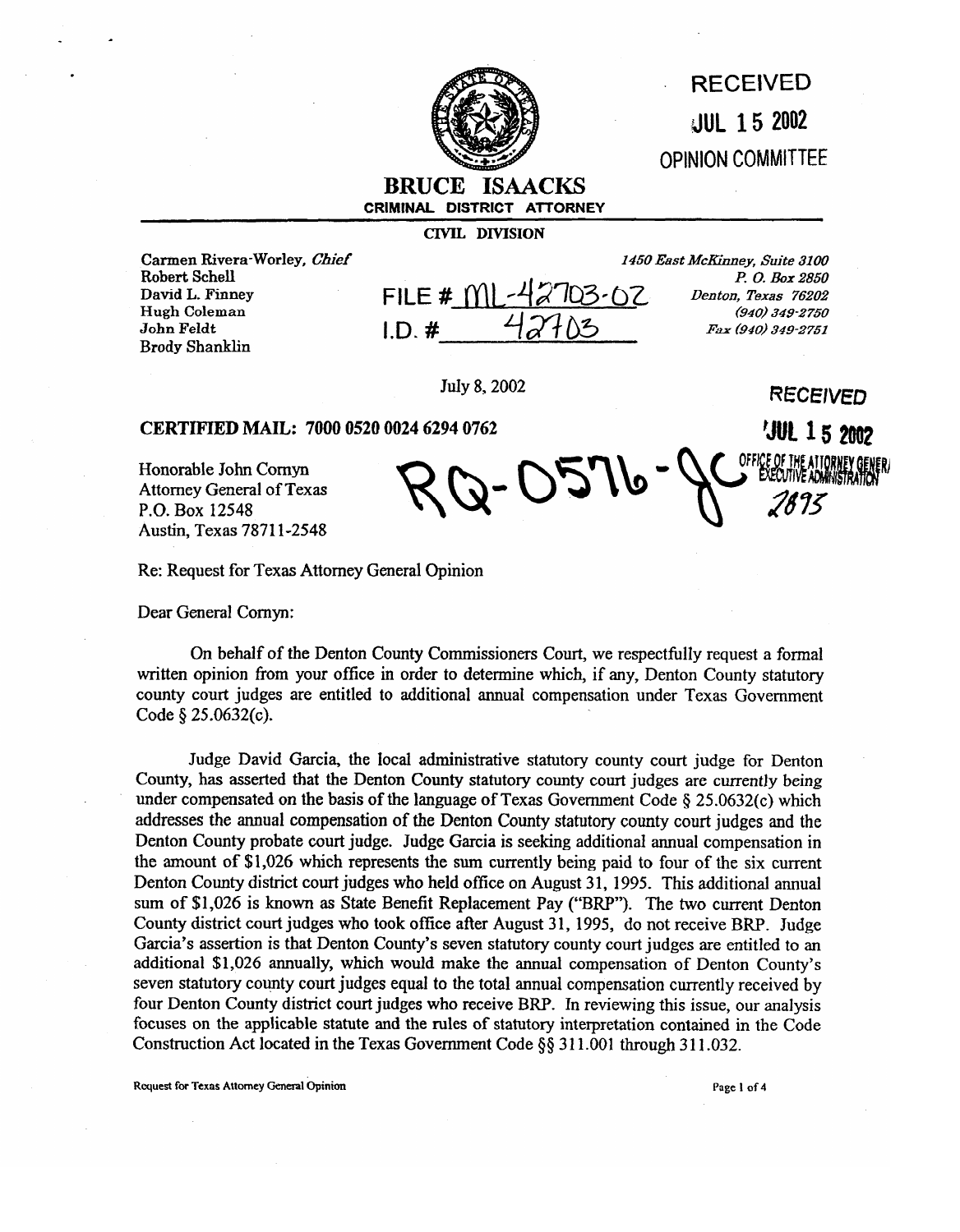RECEIVED

JUL 15 2002

OPINION COMMITTEE

**BRUCE ISAACKS**
**CRIMINAL DISTRICT ATTORNEY**

**CIVIL DIVISION**

Carmen Rivera-Worley, *Chief*
Robert Schell
David L. Finney
Hugh Coleman
John Feldt
Brody Shanklin

FILE # ML-42703-02
I.D. # 42703

*1450 East McKinney, Suite 3100*
*P. O. Box 2850*
*Denton, Texas 76202*
*(940) 349-2750*
*Fax (940) 349-2751*

July 8, 2002

RECEIVED

JUL 15 2002

OFFICE OF THE ATTORNEY GENERAL
EXECUTIVE ADMINISTRATION
2893

**CERTIFIED MAIL: 7000 0520 0024 6294 0762**

RQ-0576-JC

Honorable John Cornyn
Attorney General of Texas
P.O. Box 12548
Austin, Texas 78711-2548

Re: Request for Texas Attorney General Opinion

Dear General Cornyn:

On behalf of the Denton County Commissioners Court, we respectfully request a formal written opinion from your office in order to determine which, if any, Denton County statutory county court judges are entitled to additional annual compensation under Texas Government Code § 25.0632(c).

Judge David Garcia, the local administrative statutory county court judge for Denton County, has asserted that the Denton County statutory county court judges are currently being under compensated on the basis of the language of Texas Government Code § 25.0632(c) which addresses the annual compensation of the Denton County statutory county court judges and the Denton County probate court judge. Judge Garcia is seeking additional annual compensation in the amount of $1,026 which represents the sum currently being paid to four of the six current Denton County district court judges who held office on August 31, 1995. This additional annual sum of $1,026 is known as State Benefit Replacement Pay ("BRP"). The two current Denton County district court judges who took office after August 31, 1995, do not receive BRP. Judge Garcia's assertion is that Denton County's seven statutory county court judges are entitled to an additional $1,026 annually, which would make the annual compensation of Denton County's seven statutory county court judges equal to the total annual compensation currently received by four Denton County district court judges who receive BRP. In reviewing this issue, our analysis focuses on the applicable statute and the rules of statutory interpretation contained in the Code Construction Act located in the Texas Government Code §§ 311.001 through 311.032.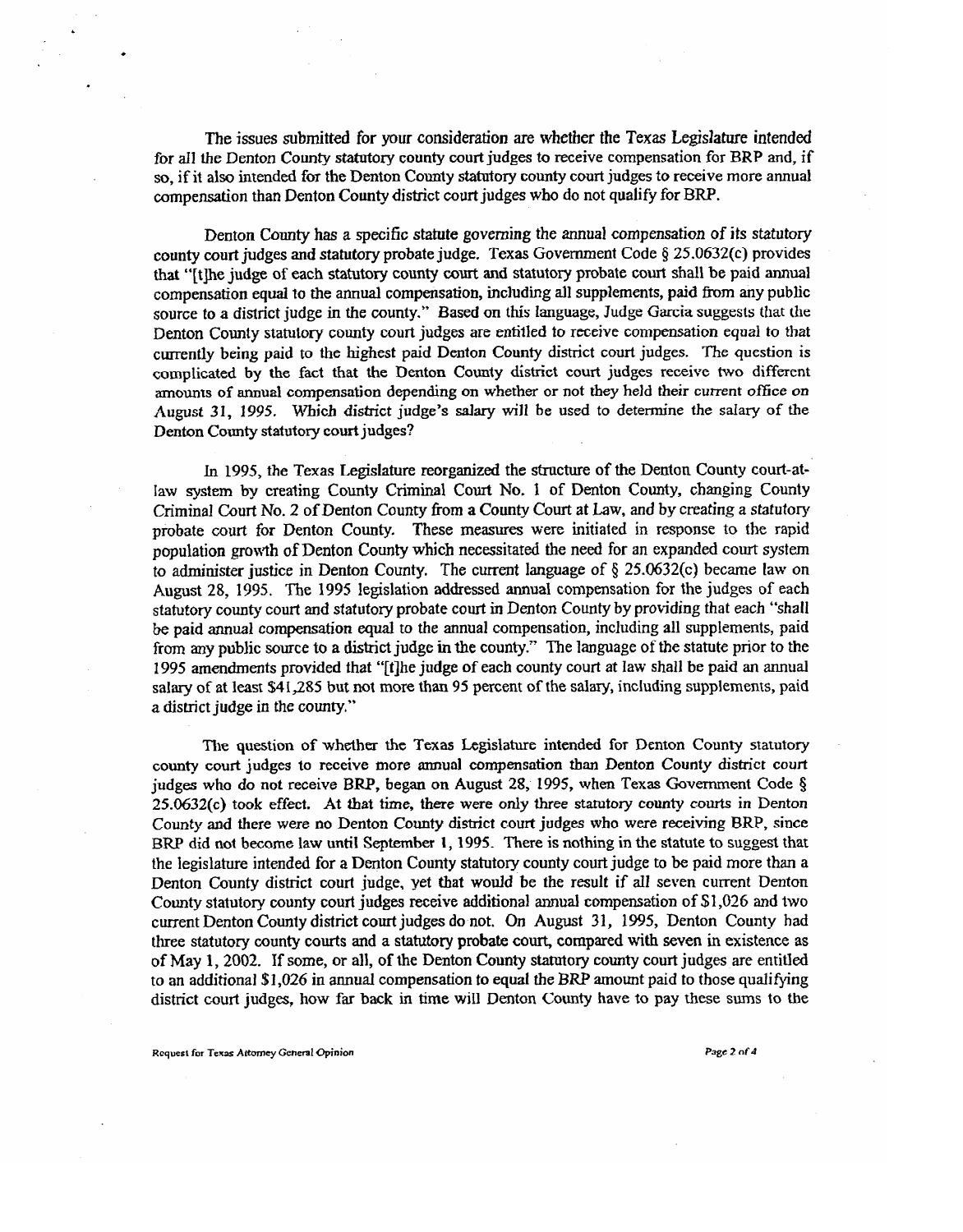The issues submitted for your consideration are whether the Texas Legislature intended for all the Denton County statutory county court judges to receive compensation for BRP and, if so, if it also intended for the Denton County statutory county court judges to receive more annual compensation than Denton County district court judges who do not qualify for BRP.

Denton County has a specific statute governing the annual compensation of its statutory county court judges and statutory probate judge. Texas Government Code § 25.0632(c) provides that "[t]he judge of each statutory county court and statutory probate court shall be paid annual compensation equal to the annual compensation, including all supplements, paid from any public source to a district judge in the county." Based on this language, Judge Garcia suggests that the Denton County statutory county court judges are entitled to receive compensation equal to that currently being paid to the highest paid Denton County district court judges. The question is complicated by the fact that the Denton County district court judges receive two different amounts of annual compensation depending on whether or not they held their current office on August 31, 1995. Which district judge's salary will be used to determine the salary of the Denton County statutory court judges?

In 1995, the Texas Legislature reorganized the structure of the Denton County court-at-law system by creating County Criminal Court No. 1 of Denton County, changing County Criminal Court No. 2 of Denton County from a County Court at Law, and by creating a statutory probate court for Denton County. These measures were initiated in response to the rapid population growth of Denton County which necessitated the need for an expanded court system to administer justice in Denton County. The current language of § 25.0632(c) became law on August 28, 1995. The 1995 legislation addressed annual compensation for the judges of each statutory county court and statutory probate court in Denton County by providing that each "shall be paid annual compensation equal to the annual compensation, including all supplements, paid from any public source to a district judge in the county." The language of the statute prior to the 1995 amendments provided that "[t]he judge of each county court at law shall be paid an annual salary of at least $41,285 but not more than 95 percent of the salary, including supplements, paid a district judge in the county."

The question of whether the Texas Legislature intended for Denton County statutory county court judges to receive more annual compensation than Denton County district court judges who do not receive BRP, began on August 28, 1995, when Texas Government Code § 25.0632(c) took effect. At that time, there were only three statutory county courts in Denton County and there were no Denton County district court judges who were receiving BRP, since BRP did not become law until September 1, 1995. There is nothing in the statute to suggest that the legislature intended for a Denton County statutory county court judge to be paid more than a Denton County district court judge, yet that would be the result if all seven current Denton County statutory county court judges receive additional annual compensation of $1,026 and two current Denton County district court judges do not. On August 31, 1995, Denton County had three statutory county courts and a statutory probate court, compared with seven in existence as of May 1, 2002. If some, or all, of the Denton County statutory county court judges are entitled to an additional $1,026 in annual compensation to equal the BRP amount paid to those qualifying district court judges, how far back in time will Denton County have to pay these sums to the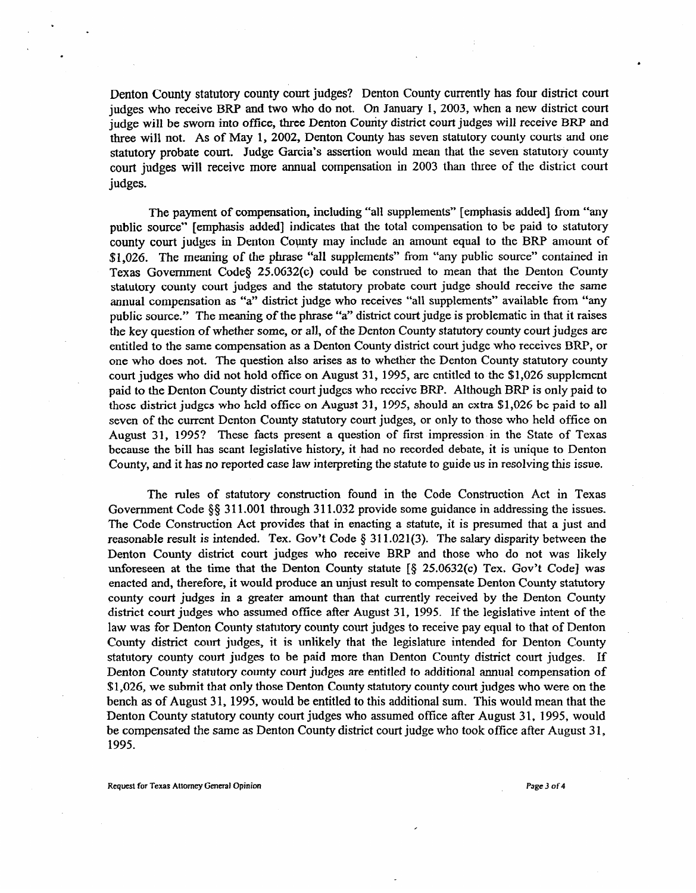Denton County statutory county court judges? Denton County currently has four district court judges who receive BRP and two who do not. On January 1, 2003, when a new district court judge will be sworn into office, three Denton County district court judges will receive BRP and three will not. As of May 1, 2002, Denton County has seven statutory county courts and one statutory probate court. Judge Garcia's assertion would mean that the seven statutory county court judges will receive more annual compensation in 2003 than three of the district court judges.

The payment of compensation, including "all supplements" [emphasis added] from "any public source" [emphasis added] indicates that the total compensation to be paid to statutory county court judges in Denton County may include an amount equal to the BRP amount of $1,026. The meaning of the phrase "all supplements" from "any public source" contained in Texas Government Code§ 25.0632(c) could be construed to mean that the Denton County statutory county court judges and the statutory probate court judge should receive the same annual compensation as "a" district judge who receives "all supplements" available from "any public source." The meaning of the phrase "a" district court judge is problematic in that it raises the key question of whether some, or all, of the Denton County statutory county court judges are entitled to the same compensation as a Denton County district court judge who receives BRP, or one who does not. The question also arises as to whether the Denton County statutory county court judges who did not hold office on August 31, 1995, are entitled to the $1,026 supplement paid to the Denton County district court judges who receive BRP. Although BRP is only paid to those district judges who held office on August 31, 1995, should an extra $1,026 be paid to all seven of the current Denton County statutory court judges, or only to those who held office on August 31, 1995? These facts present a question of first impression in the State of Texas because the bill has scant legislative history, it had no recorded debate, it is unique to Denton County, and it has no reported case law interpreting the statute to guide us in resolving this issue.

The rules of statutory construction found in the Code Construction Act in Texas Government Code §§ 311.001 through 311.032 provide some guidance in addressing the issues. The Code Construction Act provides that in enacting a statute, it is presumed that a just and reasonable result is intended. Tex. Gov't Code § 311.021(3). The salary disparity between the Denton County district court judges who receive BRP and those who do not was likely unforeseen at the time that the Denton County statute [§ 25.0632(c) Tex. Gov't Code] was enacted and, therefore, it would produce an unjust result to compensate Denton County statutory county court judges in a greater amount than that currently received by the Denton County district court judges who assumed office after August 31, 1995. If the legislative intent of the law was for Denton County statutory county court judges to receive pay equal to that of Denton County district court judges, it is unlikely that the legislature intended for Denton County statutory county court judges to be paid more than Denton County district court judges. If Denton County statutory county court judges are entitled to additional annual compensation of $1,026, we submit that only those Denton County statutory county court judges who were on the bench as of August 31, 1995, would be entitled to this additional sum. This would mean that the Denton County statutory county court judges who assumed office after August 31, 1995, would be compensated the same as Denton County district court judge who took office after August 31, 1995.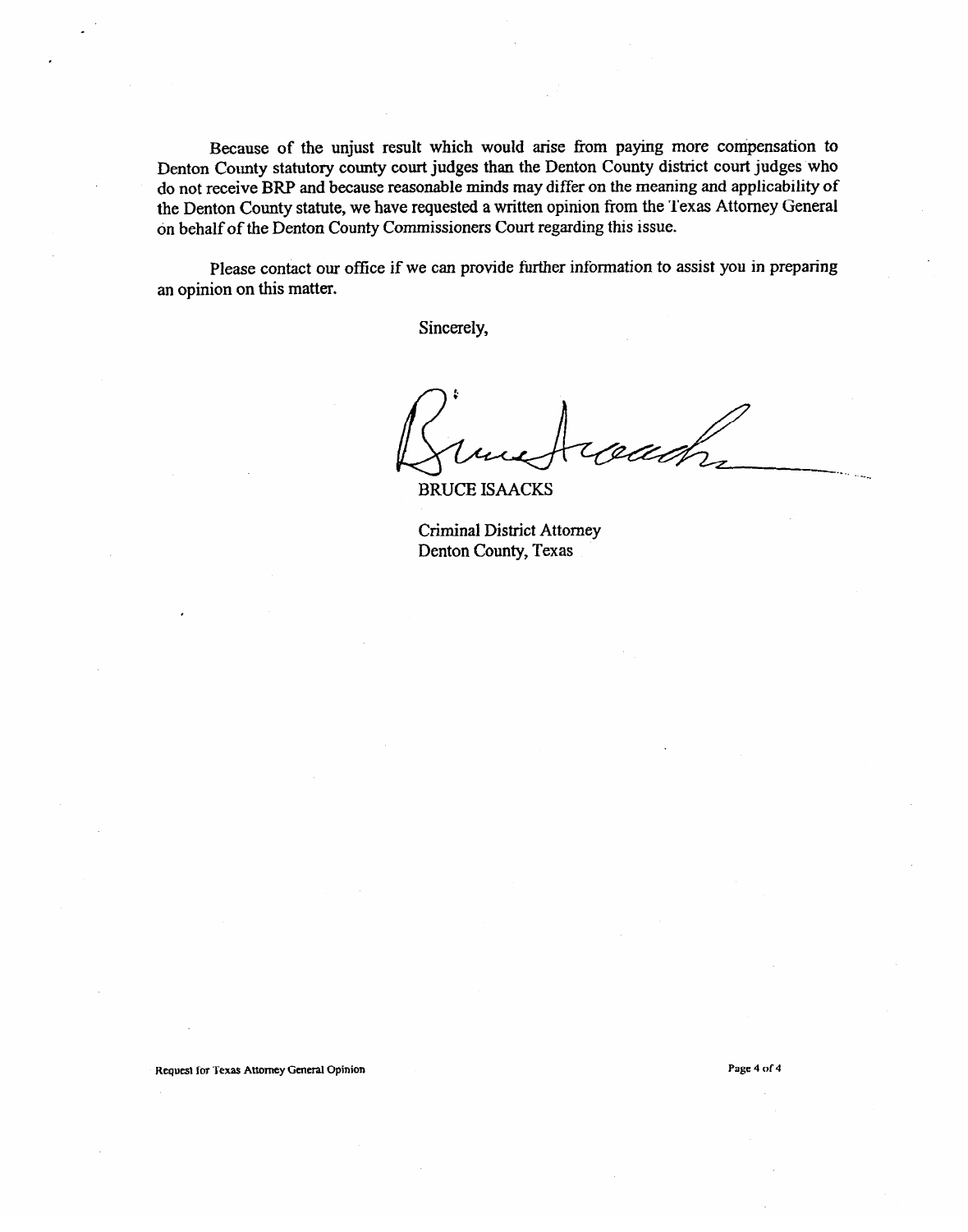Because of the unjust result which would arise from paying more compensation to Denton County statutory county court judges than the Denton County district court judges who do not receive BRP and because reasonable minds may differ on the meaning and applicability of the Denton County statute, we have requested a written opinion from the Texas Attorney General on behalf of the Denton County Commissioners Court regarding this issue.

Please contact our office if we can provide further information to assist you in preparing an opinion on this matter.

Sincerely,

BRUCE ISAACKS

Criminal District Attorney
Denton County, Texas